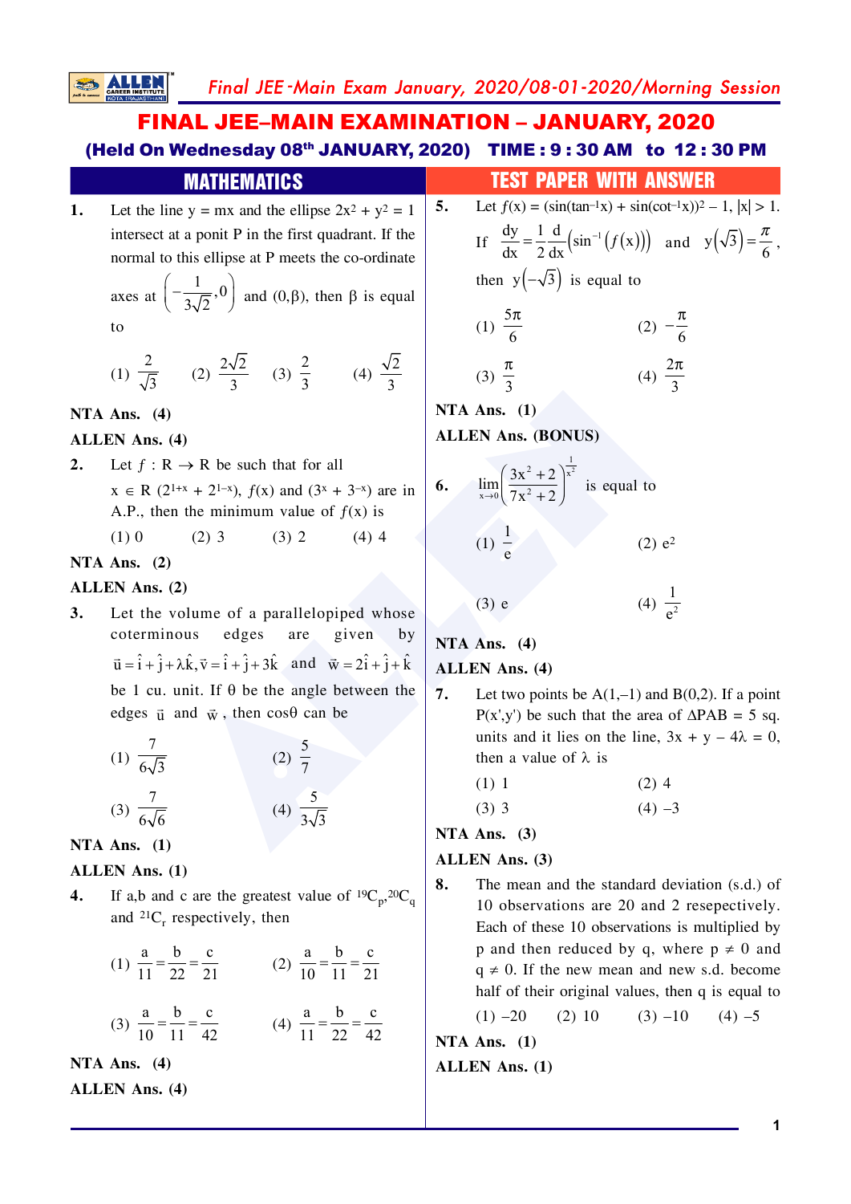# FINAL JEE–MAIN EXAMINATION – JANUARY, 2020

**(Held On Wednesday 08th JANUARY, 2020) TIME : 9 : 30 AM to 12 : 30 PM**

## MATHEMATICS — TEST PAPER WITH ANSWER

**1.** Let the line y = mx and the ellipse $2x^2 + y^2 = 1$ intersect at a ponit P in the first quadrant. If the normal to this ellipse at P meets the co-ordinate axes at $\left(-\frac{1}{3\sqrt{2}},0\right)$ and $(0,\beta)$, then $\beta$ is equal to

(1) $\frac{2}{\sqrt{3}}$ (2) $\frac{2\sqrt{2}}{3}$ (3) $\frac{2}{3}$ (4) $\frac{\sqrt{2}}{3}$

**NTA Ans. (4)**

**ALLEN Ans. (4)**

**2.** Let $f : R \to R$ be such that for all $x \in R$ $(2^{1+x} + 2^{1-x})$, $f(x)$ and $(3^x + 3^{-x})$ are in A.P., then the minimum value of $f(x)$ is

(1) 0 (2) 3 (3) 2 (4) 4

**NTA Ans. (2)**

**ALLEN Ans. (2)**

**3.** Let the volume of a parallelopiped whose coterminous edges are given by $\vec{u} = \hat{i} + \hat{j} + \lambda\hat{k}, \vec{v} = \hat{i} + \hat{j} + 3\hat{k}$ and $\vec{w} = 2\hat{i} + \hat{j} + \hat{k}$ be 1 cu. unit. If $\theta$ be the angle between the edges $\vec{u}$ and $\vec{w}$, then $\cos\theta$ can be

(1) $\frac{7}{6\sqrt{3}}$ (2) $\frac{5}{7}$

(3) $\frac{7}{6\sqrt{6}}$ (4) $\frac{5}{3\sqrt{3}}$

**NTA Ans. (1)**

**ALLEN Ans. (1)**

**4.** If a,b and c are the greatest value of ${}^{19}C_p, {}^{20}C_q$ and ${}^{21}C_r$ respectively, then

(1) $\frac{a}{11} = \frac{b}{22} = \frac{c}{21}$ (2) $\frac{a}{10} = \frac{b}{11} = \frac{c}{21}$

(3) $\frac{a}{10} = \frac{b}{11} = \frac{c}{42}$ (4) $\frac{a}{11} = \frac{b}{22} = \frac{c}{42}$

**NTA Ans. (4)**

**ALLEN Ans. (4)**

**5.** Let $f(x) = (\sin(\tan^{-1}x) + \sin(\cot^{-1}x))^2 - 1$, $|x| > 1$. If $\frac{dy}{dx} = \frac{1}{2}\frac{d}{dx}\left(\sin^{-1}(f(x))\right)$ and $y(\sqrt{3}) = \frac{\pi}{6}$, then $y(-\sqrt{3})$ is equal to

(1) $\frac{5\pi}{6}$ (2) $-\frac{\pi}{6}$

(3) $\frac{\pi}{3}$ (4) $\frac{2\pi}{3}$

**NTA Ans. (1)**

**ALLEN Ans. (BONUS)**

**6.** $\lim\limits_{x\to 0}\left(\frac{3x^2+2}{7x^2+2}\right)^{\frac{1}{x^2}}$ is equal to

(1) $\frac{1}{e}$ (2) $e^2$

(3) e (4) $\frac{1}{e^2}$

**NTA Ans. (4)**

**ALLEN Ans. (4)**

**7.** Let two points be A(1,–1) and B(0,2). If a point P(x',y') be such that the area of $\Delta$PAB = 5 sq. units and it lies on the line, $3x + y - 4\lambda = 0$, then a value of $\lambda$ is

(1) 1 (2) 4

(3) 3 (4) –3

**NTA Ans. (3)**

**ALLEN Ans. (3)**

**8.** The mean and the standard deviation (s.d.) of 10 observations are 20 and 2 resepectively. Each of these 10 observations is multiplied by p and then reduced by q, where $p \neq 0$ and $q \neq 0$. If the new mean and new s.d. become half of their original values, then q is equal to

(1) –20 (2) 10 (3) –10 (4) –5

**NTA Ans. (1)**

**ALLEN Ans. (1)**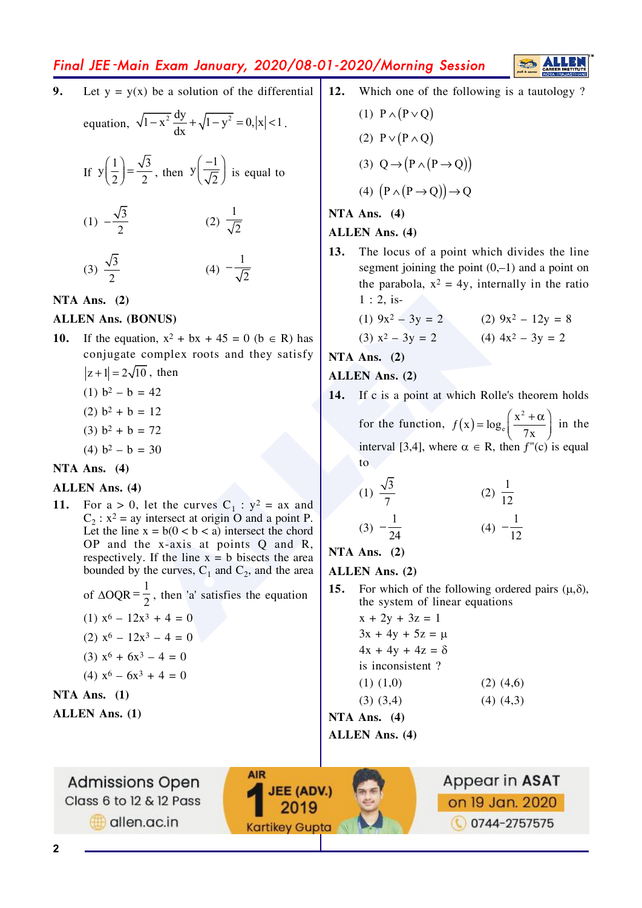**9.** Let $y = y(x)$ be a solution of the differential equation, $\sqrt{1-x^2}\frac{dy}{dx}+\sqrt{1-y^2}=0, |x|<1$.

If $y\left(\frac{1}{2}\right)=\frac{\sqrt{3}}{2}$, then $y\left(\frac{-1}{\sqrt{2}}\right)$ is equal to

(1) $-\frac{\sqrt{3}}{2}$  (2) $\frac{1}{\sqrt{2}}$

(3) $\frac{\sqrt{3}}{2}$  (4) $-\frac{1}{\sqrt{2}}$

**NTA Ans. (2)**

**ALLEN Ans. (BONUS)**

**10.** If the equation, $x^2 + bx + 45 = 0$ ($b \in R$) has conjugate complex roots and they satisfy $|z+1| = 2\sqrt{10}$, then

(1) $b^2 - b = 42$

(2) $b^2 + b = 12$

(3) $b^2 + b = 72$

(4) $b^2 - b = 30$

**NTA Ans. (4)**

**ALLEN Ans. (4)**

**11.** For $a > 0$, let the curves $C_1 : y^2 = ax$ and $C_2 : x^2 = ay$ intersect at origin O and a point P. Let the line $x = b$ $(0 < b < a)$ intersect the chord OP and the x-axis at points Q and R, respectively. If the line $x = b$ bisects the area bounded by the curves, $C_1$ and $C_2$, and the area of $\Delta OQR = \frac{1}{2}$, then 'a' satisfies the equation

(1) $x^6 - 12x^3 + 4 = 0$

(2) $x^6 - 12x^3 - 4 = 0$

(3) $x^6 + 6x^3 - 4 = 0$

(4) $x^6 - 6x^3 + 4 = 0$

**NTA Ans. (1)**

**ALLEN Ans. (1)**

**12.** Which one of the following is a tautology ?

(1) $P \wedge (P \vee Q)$

(2) $P \vee (P \wedge Q)$

(3) $Q \rightarrow (P \wedge (P \rightarrow Q))$

(4) $(P \wedge (P \rightarrow Q)) \rightarrow Q$

**NTA Ans. (4)**

**ALLEN Ans. (4)**

**13.** The locus of a point which divides the line segment joining the point $(0,-1)$ and a point on the parabola, $x^2 = 4y$, internally in the ratio $1 : 2$, is-

(1) $9x^2 - 3y = 2$  (2) $9x^2 - 12y = 8$

(3) $x^2 - 3y = 2$  (4) $4x^2 - 3y = 2$

**NTA Ans. (2)**

**ALLEN Ans. (2)**

**14.** If c is a point at which Rolle's theorem holds for the function, $f(x) = \log_e\left(\frac{x^2+\alpha}{7x}\right)$ in the interval $[3,4]$, where $\alpha \in R$, then $f''(c)$ is equal to

(1) $\frac{\sqrt{3}}{7}$  (2) $\frac{1}{12}$

(3) $-\frac{1}{24}$  (4) $-\frac{1}{12}$

**NTA Ans. (2)**

**ALLEN Ans. (2)**

**15.** For which of the following ordered pairs $(\mu, \delta)$, the system of linear equations

$x + 2y + 3z = 1$

$3x + 4y + 5z = \mu$

$4x + 4y + 4z = \delta$

is inconsistent ?

(1) $(1,0)$  (2) $(4,6)$

(3) $(3,4)$  (4) $(4,3)$

**NTA Ans. (4)**

**ALLEN Ans. (4)**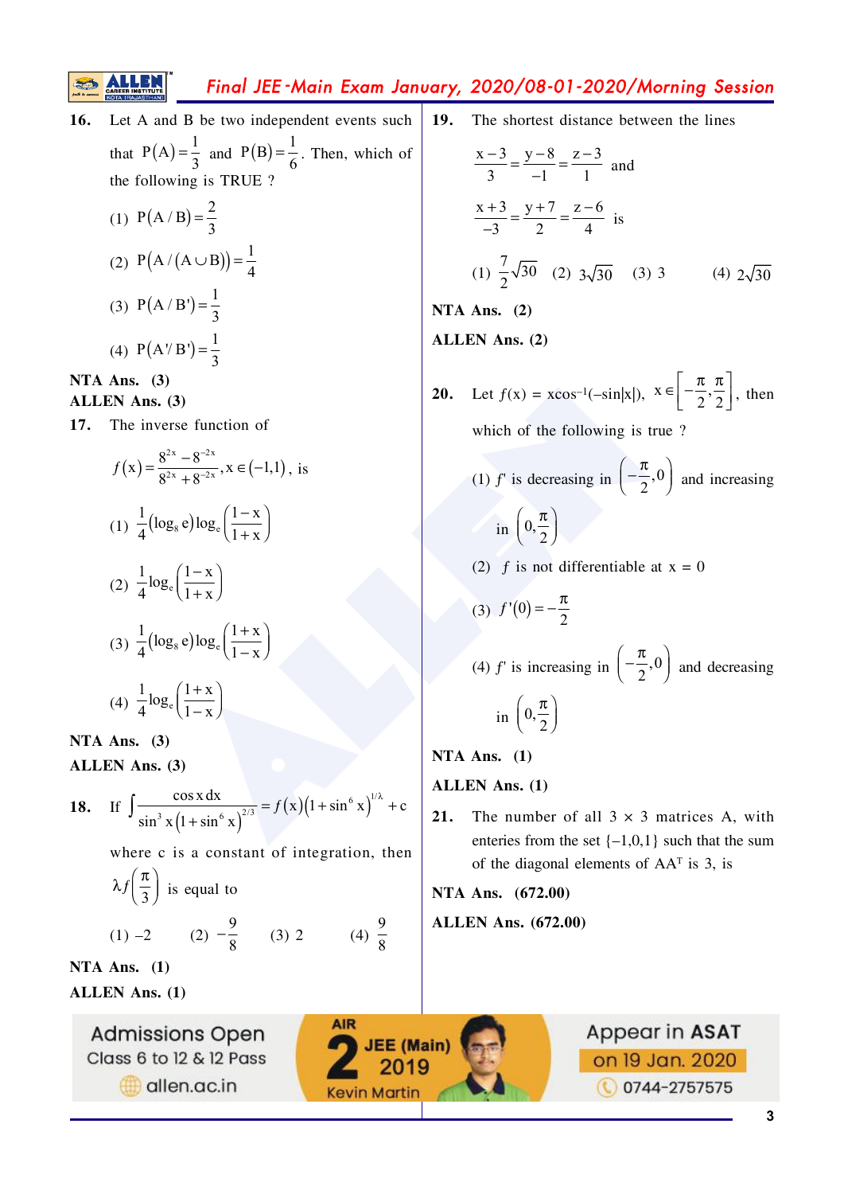**16.** Let A and B be two independent events such that $P(A)=\frac{1}{3}$ and $P(B)=\frac{1}{6}$. Then, which of the following is TRUE ?

(1) $P(A/B)=\frac{2}{3}$

(2) $P(A/(A\cup B))=\frac{1}{4}$

(3) $P(A/B')=\frac{1}{3}$

(4) $P(A'/B')=\frac{1}{3}$

**NTA Ans. (3)**

**ALLEN Ans. (3)**

**17.** The inverse function of

$$f(x)=\frac{8^{2x}-8^{-2x}}{8^{2x}+8^{-2x}}, x\in(-1,1), \text{ is}$$

(1) $\frac{1}{4}(\log_8 e)\log_e\left(\frac{1-x}{1+x}\right)$

(2) $\frac{1}{4}\log_e\left(\frac{1-x}{1+x}\right)$

(3) $\frac{1}{4}(\log_8 e)\log_e\left(\frac{1+x}{1-x}\right)$

(4) $\frac{1}{4}\log_e\left(\frac{1+x}{1-x}\right)$

**NTA Ans. (3)**

**ALLEN Ans. (3)**

**18.** If $\int\frac{\cos x\,dx}{\sin^3 x(1+\sin^6 x)^{2/3}}=f(x)(1+\sin^6 x)^{1/\lambda}+c$

where c is a constant of integration, then $\lambda f\left(\frac{\pi}{3}\right)$ is equal to

(1) –2 (2) $-\frac{9}{8}$ (3) 2 (4) $\frac{9}{8}$

**NTA Ans. (1)**

**ALLEN Ans. (1)**

**19.** The shortest distance between the lines

$\frac{x-3}{3}=\frac{y-8}{-1}=\frac{z-3}{1}$ and

$\frac{x+3}{-3}=\frac{y+7}{2}=\frac{z-6}{4}$ is

(1) $\frac{7}{2}\sqrt{30}$ (2) $3\sqrt{30}$ (3) 3 (4) $2\sqrt{30}$

**NTA Ans. (2)**

**ALLEN Ans. (2)**

**20.** Let $f(x) = x\cos^{-1}(-\sin|x|)$, $x\in\left[-\frac{\pi}{2},\frac{\pi}{2}\right]$, then which of the following is true ?

(1) $f'$ is decreasing in $\left(-\frac{\pi}{2},0\right)$ and increasing in $\left(0,\frac{\pi}{2}\right)$

(2) $f$ is not differentiable at $x = 0$

(3) $f'(0)=-\frac{\pi}{2}$

(4) $f'$ is increasing in $\left(-\frac{\pi}{2},0\right)$ and decreasing in $\left(0,\frac{\pi}{2}\right)$

**NTA Ans. (1)**

**ALLEN Ans. (1)**

**21.** The number of all 3 × 3 matrices A, with enteries from the set {–1,0,1} such that the sum of the diagonal elements of $AA^T$ is 3, is

**NTA Ans. (672.00)**

**ALLEN Ans. (672.00)**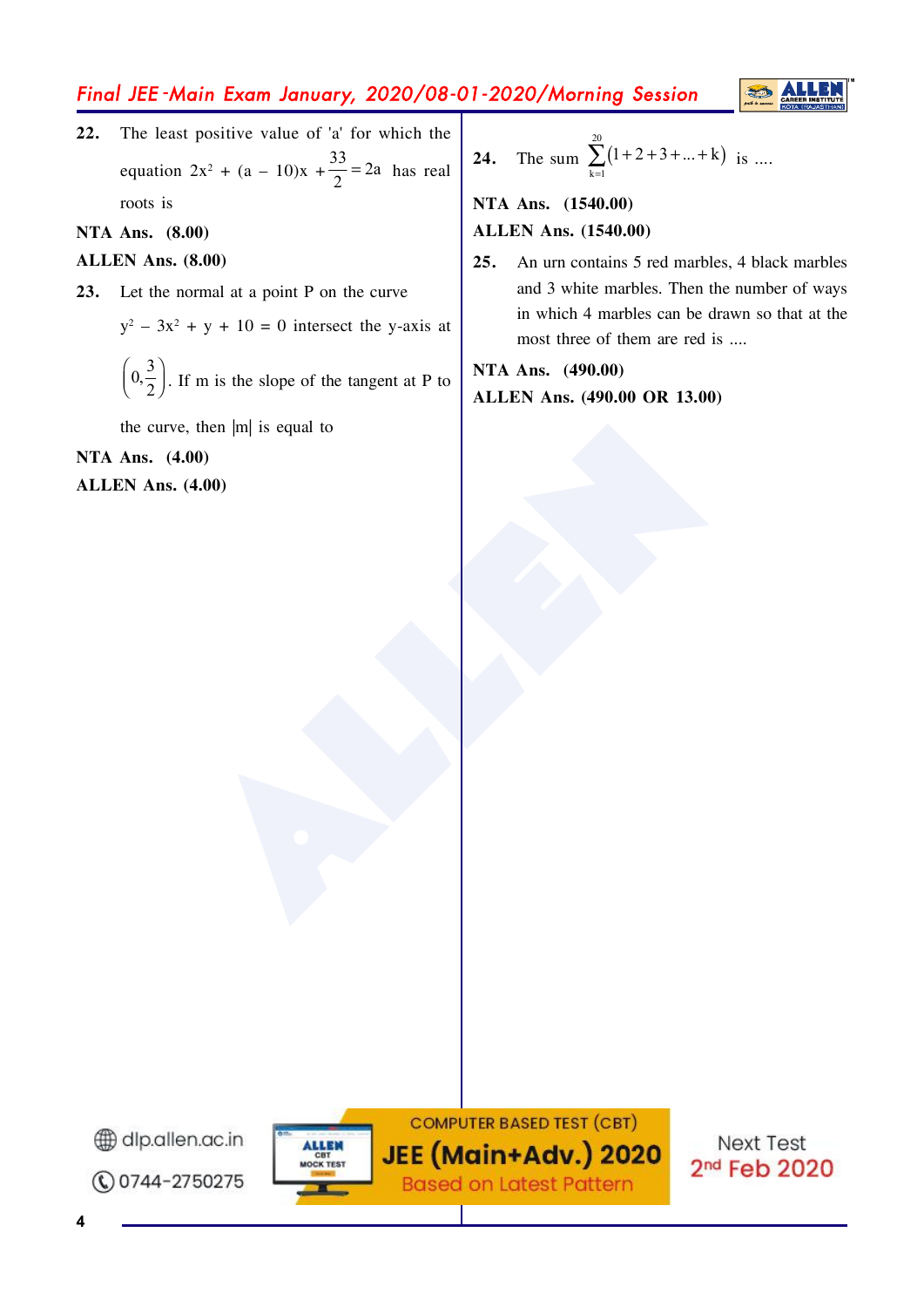**22.** The least positive value of 'a' for which the equation $2x^2 + (a - 10)x + \frac{33}{2} = 2a$ has real roots is

**NTA Ans. (8.00)**

**ALLEN Ans. (8.00)**

**23.** Let the normal at a point P on the curve $y^2 - 3x^2 + y + 10 = 0$ intersect the y-axis at $\left(0, \frac{3}{2}\right)$. If m is the slope of the tangent at P to the curve, then $|m|$ is equal to

**NTA Ans. (4.00)**

**ALLEN Ans. (4.00)**

**24.** The sum $\sum_{k=1}^{20}(1+2+3+...+k)$ is ....

**NTA Ans. (1540.00)**

**ALLEN Ans. (1540.00)**

**25.** An urn contains 5 red marbles, 4 black marbles and 3 white marbles. Then the number of ways in which 4 marbles can be drawn so that at the most three of them are red is ....

**NTA Ans. (490.00)**

**ALLEN Ans. (490.00 OR 13.00)**

dlp.allen.ac.in

0744-2750275

COMPUTER BASED TEST (CBT)

JEE (Main+Adv.) 2020

Based on Latest Pattern

Next Test

2nd Feb 2020